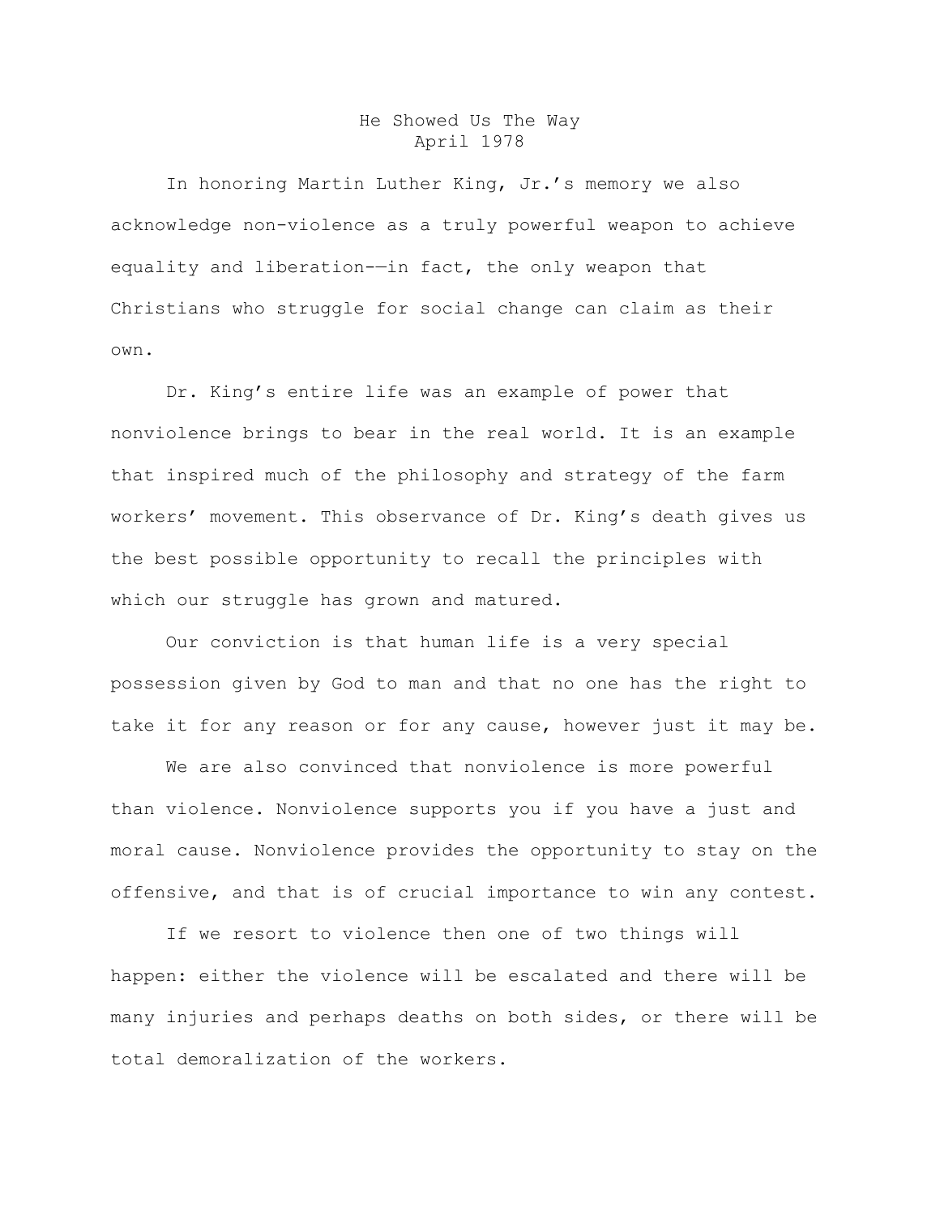# He Showed Us The Way

April 1978

In honoring Martin Luther King, Jr.'s memory we also acknowledge non-violence as a truly powerful weapon to achieve equality and liberation-—in fact, the only weapon that Christians who struggle for social change can claim as their own.

Dr. King's entire life was an example of power that nonviolence brings to bear in the real world. It is an example that inspired much of the philosophy and strategy of the farm workers' movement. This observance of Dr. King's death gives us the best possible opportunity to recall the principles with which our struggle has grown and matured.

Our conviction is that human life is a very special possession given by God to man and that no one has the right to take it for any reason or for any cause, however just it may be.

We are also convinced that nonviolence is more powerful than violence. Nonviolence supports you if you have a just and moral cause. Nonviolence provides the opportunity to stay on the offensive, and that is of crucial importance to win any contest.

If we resort to violence then one of two things will happen: either the violence will be escalated and there will be many injuries and perhaps deaths on both sides, or there will be total demoralization of the workers.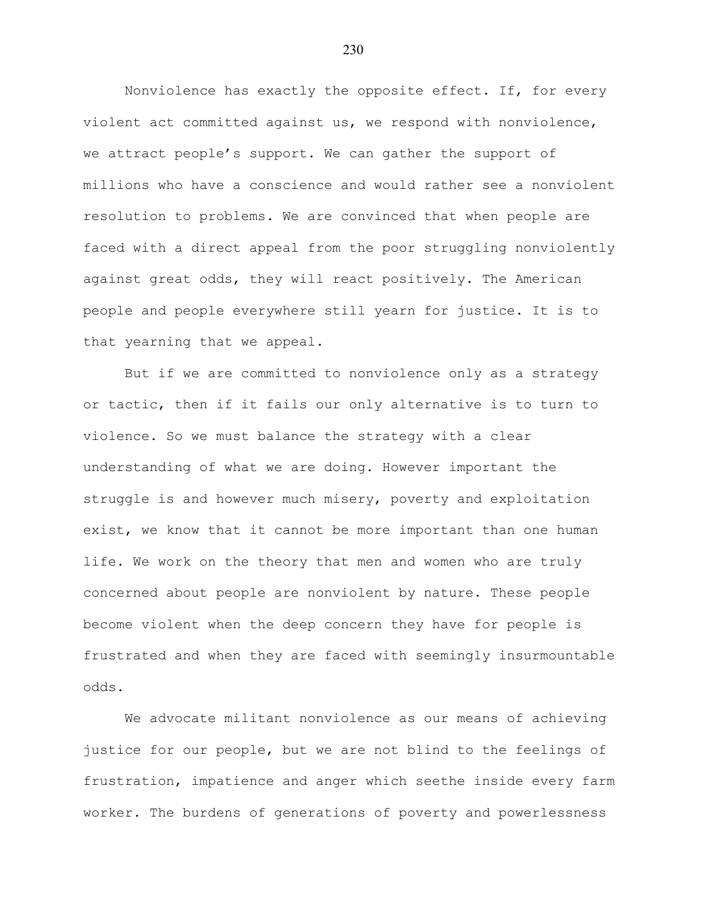Nonviolence has exactly the opposite effect. If, for every violent act committed against us, we respond with nonviolence, we attract people's support. We can gather the support of millions who have a conscience and would rather see a nonviolent resolution to problems. We are convinced that when people are faced with a direct appeal from the poor struggling nonviolently against great odds, they will react positively. The American people and people everywhere still yearn for justice. It is to that yearning that we appeal.

But if we are committed to nonviolence only as a strategy or tactic, then if it fails our only alternative is to turn to violence. So we must balance the strategy with a clear understanding of what we are doing. However important the struggle is and however much misery, poverty and exploitation exist, we know that it cannot be more important than one human life. We work on the theory that men and women who are truly concerned about people are nonviolent by nature. These people become violent when the deep concern they have for people is frustrated and when they are faced with seemingly insurmountable odds.

We advocate militant nonviolence as our means of achieving justice for our people, but we are not blind to the feelings of frustration, impatience and anger which seethe inside every farm worker. The burdens of generations of poverty and powerlessness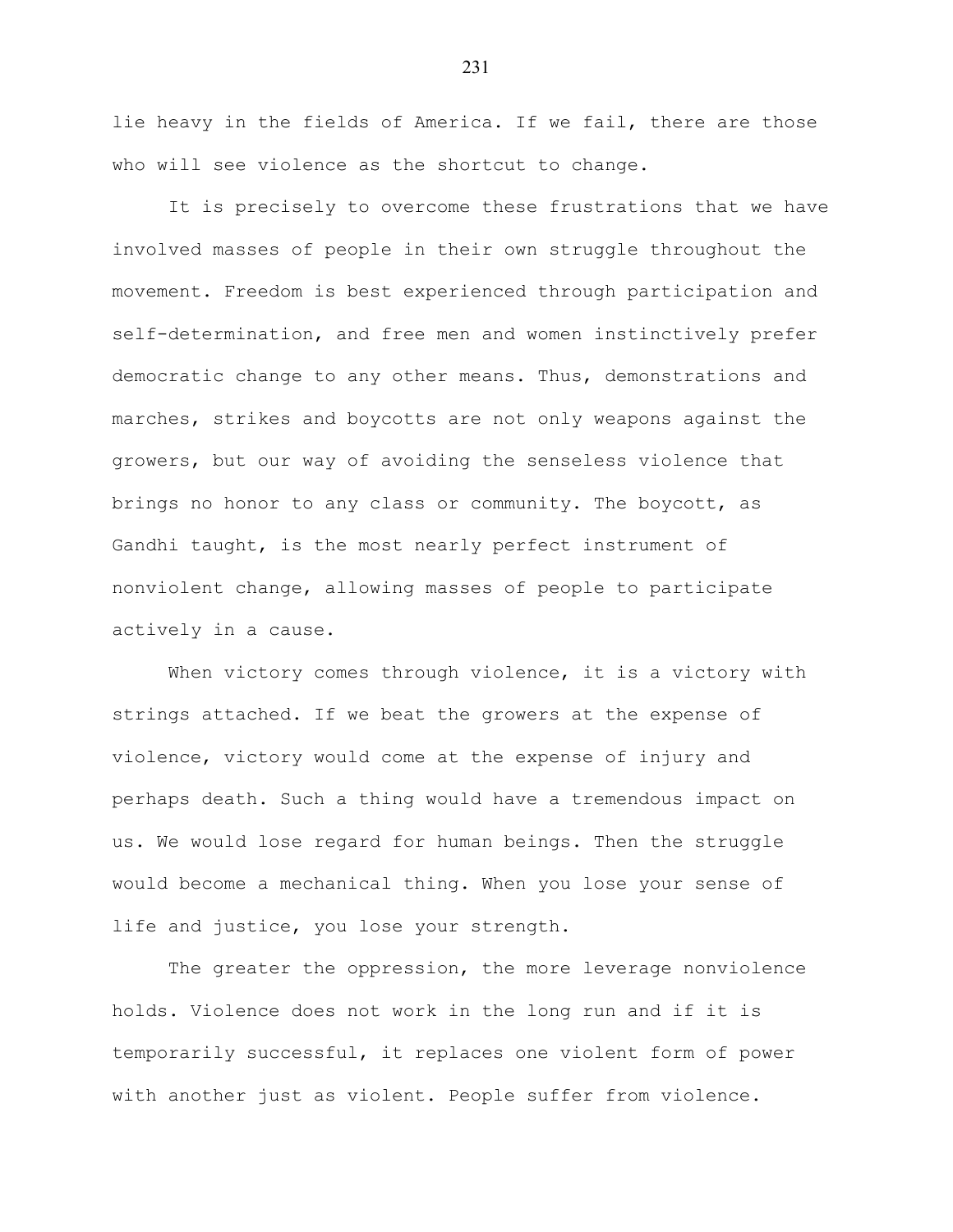lie heavy in the fields of America. If we fail, there are those who will see violence as the shortcut to change.

It is precisely to overcome these frustrations that we have involved masses of people in their own struggle throughout the movement. Freedom is best experienced through participation and self-determination, and free men and women instinctively prefer democratic change to any other means. Thus, demonstrations and marches, strikes and boycotts are not only weapons against the growers, but our way of avoiding the senseless violence that brings no honor to any class or community. The boycott, as Gandhi taught, is the most nearly perfect instrument of nonviolent change, allowing masses of people to participate actively in a cause.

When victory comes through violence, it is a victory with strings attached. If we beat the growers at the expense of violence, victory would come at the expense of injury and perhaps death. Such a thing would have a tremendous impact on us. We would lose regard for human beings. Then the struggle would become a mechanical thing. When you lose your sense of life and justice, you lose your strength.

The greater the oppression, the more leverage nonviolence holds. Violence does not work in the long run and if it is temporarily successful, it replaces one violent form of power with another just as violent. People suffer from violence.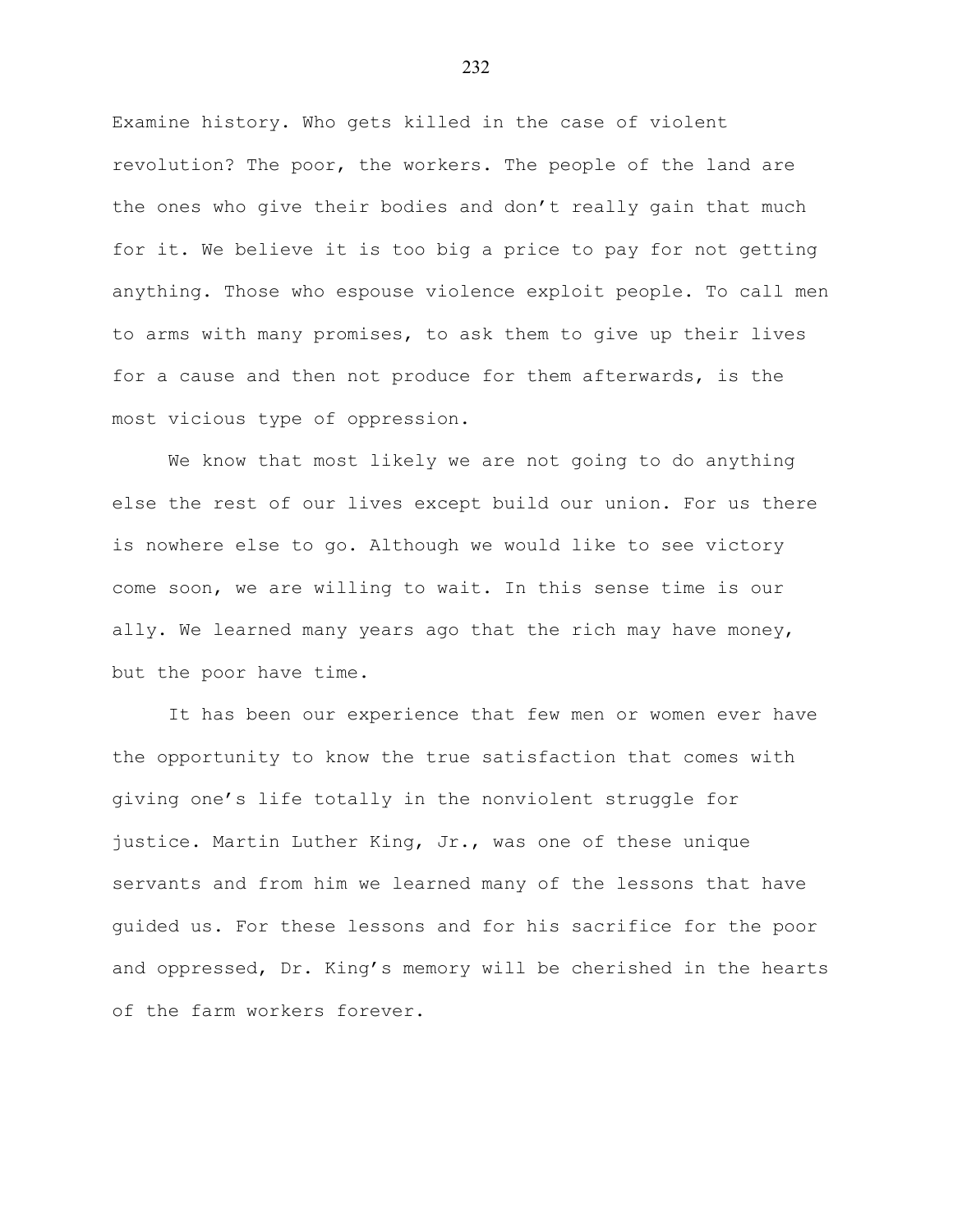Examine history. Who gets killed in the case of violent revolution? The poor, the workers. The people of the land are the ones who give their bodies and don't really gain that much for it. We believe it is too big a price to pay for not getting anything. Those who espouse violence exploit people. To call men to arms with many promises, to ask them to give up their lives for a cause and then not produce for them afterwards, is the most vicious type of oppression.

We know that most likely we are not going to do anything else the rest of our lives except build our union. For us there is nowhere else to go. Although we would like to see victory come soon, we are willing to wait. In this sense time is our ally. We learned many years ago that the rich may have money, but the poor have time.

It has been our experience that few men or women ever have the opportunity to know the true satisfaction that comes with giving one's life totally in the nonviolent struggle for justice. Martin Luther King, Jr., was one of these unique servants and from him we learned many of the lessons that have guided us. For these lessons and for his sacrifice for the poor and oppressed, Dr. King's memory will be cherished in the hearts of the farm workers forever.